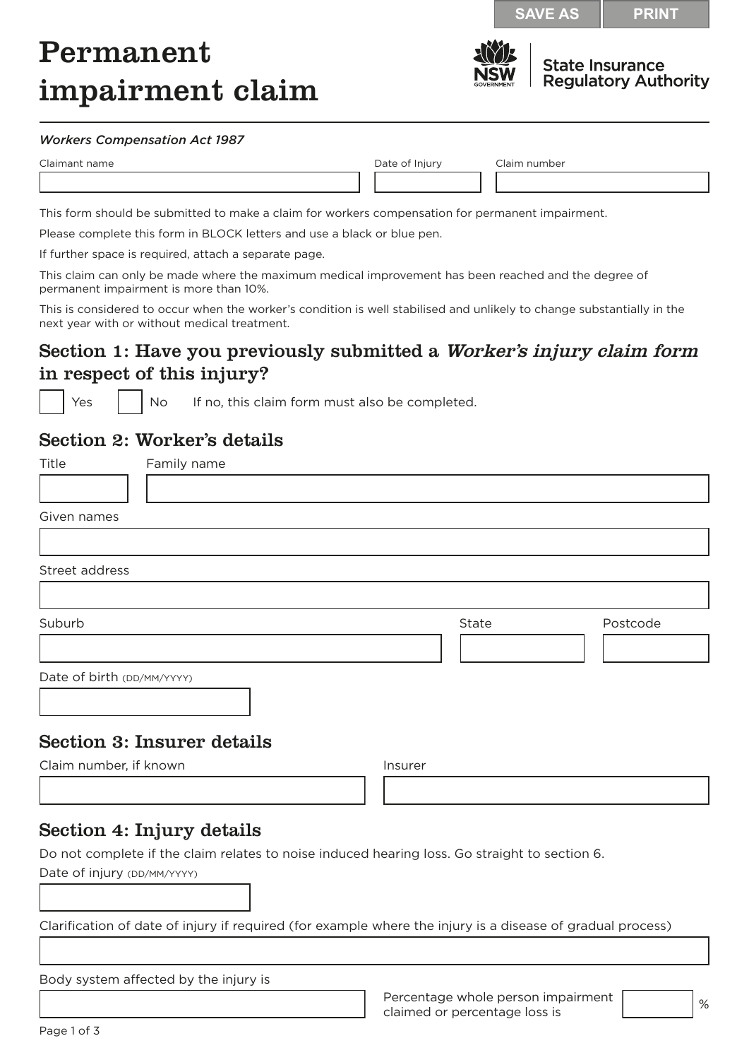# Permanent impairment claim

State Insurance Regulatory Authority

*Workers Compensation Act 1987*

Claimant name

Date of Injury

Claim number

This form should be submitted to make a claim for workers compensation for permanent impairment.

Please complete this form in BLOCK letters and use a black or blue pen.

If further space is required, attach a separate page.

This claim can only be made where the maximum medical improvement has been reached and the degree of permanent impairment is more than 10%.

This is considered to occur when the worker's condition is well stabilised and unlikely to change substantially in the next year with or without medical treatment.

## Section 1: Have you previously submitted a *Worker's injury claim form* in respect of this injury?

☐ Yes ☐ No If no, this claim form must also be completed.

## Section 2: Worker's details

Title

Family name

Given names

Street address

Suburb

State

Postcode

Date of birth (DD/MM/YYYY)

## Section 3: Insurer details

Claim number, if known

Insurer

## Section 4: Injury details

Do not complete if the claim relates to noise induced hearing loss. Go straight to section 6.

Date of injury (DD/MM/YYYY)

Clarification of date of injury if required (for example where the injury is a disease of gradual process)

Body system affected by the injury is

Percentage whole person impairment claimed or percentage loss is %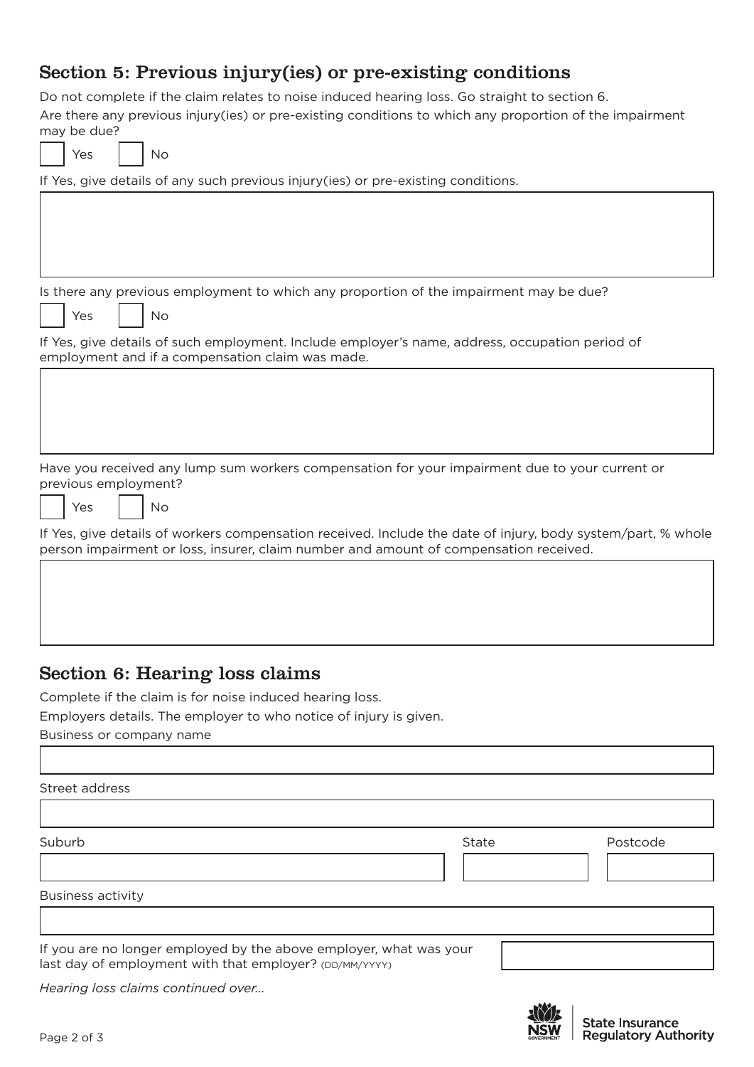## Section 5: Previous injury(ies) or pre-existing conditions

Do not complete if the claim relates to noise induced hearing loss. Go straight to section 6.

Are there any previous injury(ies) or pre-existing conditions to which any proportion of the impairment may be due?

☐ Yes ☐ No

If Yes, give details of any such previous injury(ies) or pre-existing conditions.

Is there any previous employment to which any proportion of the impairment may be due?

☐ Yes ☐ No

If Yes, give details of such employment. Include employer's name, address, occupation period of employment and if a compensation claim was made.

Have you received any lump sum workers compensation for your impairment due to your current or previous employment?

☐ Yes ☐ No

If Yes, give details of workers compensation received. Include the date of injury, body system/part, % whole person impairment or loss, insurer, claim number and amount of compensation received.

## Section 6: Hearing loss claims

Complete if the claim is for noise induced hearing loss.

Employers details. The employer to who notice of injury is given.

Business or company name

Street address

Suburb

State

Postcode

Business activity

If you are no longer employed by the above employer, what was your last day of employment with that employer? (DD/MM/YYYY)

*Hearing loss claims continued over...*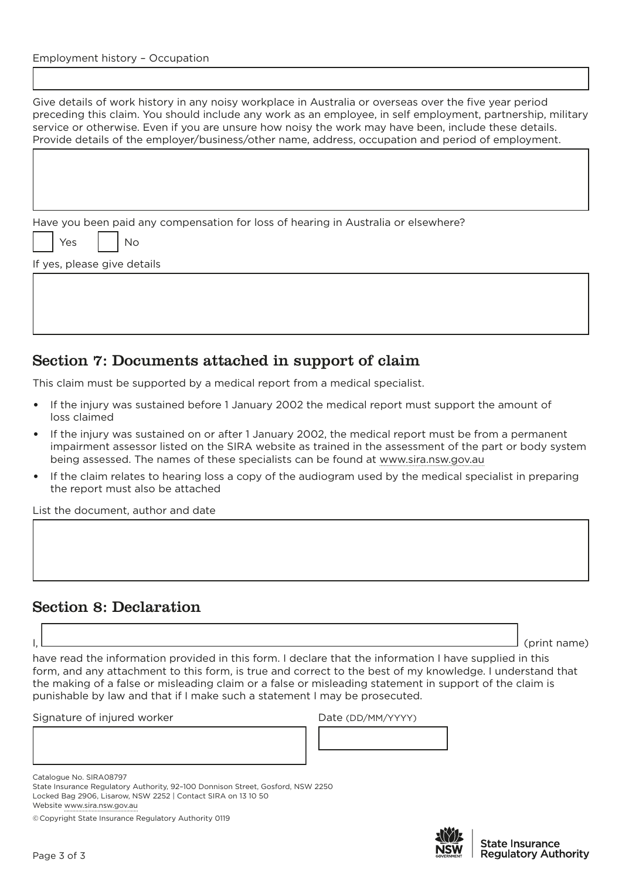Employment history – Occupation

Give details of work history in any noisy workplace in Australia or overseas over the five year period preceding this claim. You should include any work as an employee, in self employment, partnership, military service or otherwise. Even if you are unsure how noisy the work may have been, include these details. Provide details of the employer/business/other name, address, occupation and period of employment.

Have you been paid any compensation for loss of hearing in Australia or elsewhere?

☐ Yes ☐ No

If yes, please give details

## Section 7: Documents attached in support of claim

This claim must be supported by a medical report from a medical specialist.

- If the injury was sustained before 1 January 2002 the medical report must support the amount of loss claimed
- If the injury was sustained on or after 1 January 2002, the medical report must be from a permanent impairment assessor listed on the SIRA website as trained in the assessment of the part or body system being assessed. The names of these specialists can be found at www.sira.nsw.gov.au
- If the claim relates to hearing loss a copy of the audiogram used by the medical specialist in preparing the report must also be attached

List the document, author and date

## Section 8: Declaration

I, \_\_\_\_\_\_\_\_\_\_\_\_\_\_\_\_\_\_\_\_ (print name)

have read the information provided in this form. I declare that the information I have supplied in this form, and any attachment to this form, is true and correct to the best of my knowledge. I understand that the making of a false or misleading claim or a false or misleading statement in support of the claim is punishable by law and that if I make such a statement I may be prosecuted.

Signature of injured worker

Date (DD/MM/YYYY)

Catalogue No. SIRA08797
State Insurance Regulatory Authority, 92–100 Donnison Street, Gosford, NSW 2250
Locked Bag 2906, Lisarow, NSW 2252 | Contact SIRA on 13 10 50
Website www.sira.nsw.gov.au

© Copyright State Insurance Regulatory Authority 0119

NSW Government | State Insurance Regulatory Authority